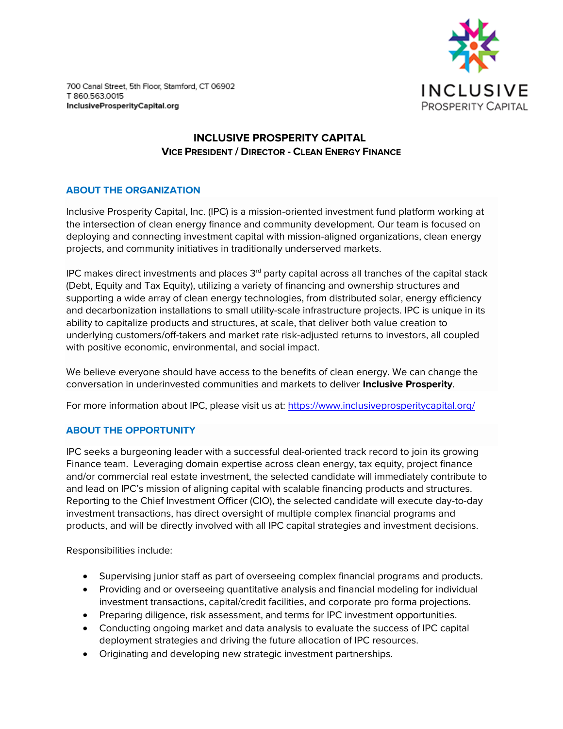700 Canal Street, 5th Floor, Stamford, CT 06902
T 860.563.0015
InclusiveProsperityCapital.org

INCLUSIVE PROSPERITY CAPITAL

# INCLUSIVE PROSPERITY CAPITAL
## VICE PRESIDENT / DIRECTOR - CLEAN ENERGY FINANCE

### ABOUT THE ORGANIZATION

Inclusive Prosperity Capital, Inc. (IPC) is a mission-oriented investment fund platform working at the intersection of clean energy finance and community development. Our team is focused on deploying and connecting investment capital with mission-aligned organizations, clean energy projects, and community initiatives in traditionally underserved markets.

IPC makes direct investments and places 3rd party capital across all tranches of the capital stack (Debt, Equity and Tax Equity), utilizing a variety of financing and ownership structures and supporting a wide array of clean energy technologies, from distributed solar, energy efficiency and decarbonization installations to small utility-scale infrastructure projects. IPC is unique in its ability to capitalize products and structures, at scale, that deliver both value creation to underlying customers/off-takers and market rate risk-adjusted returns to investors, all coupled with positive economic, environmental, and social impact.

We believe everyone should have access to the benefits of clean energy. We can change the conversation in underinvested communities and markets to deliver **Inclusive Prosperity**.

For more information about IPC, please visit us at: https://www.inclusiveprosperitycapital.org/

### ABOUT THE OPPORTUNITY

IPC seeks a burgeoning leader with a successful deal-oriented track record to join its growing Finance team. Leveraging domain expertise across clean energy, tax equity, project finance and/or commercial real estate investment, the selected candidate will immediately contribute to and lead on IPC's mission of aligning capital with scalable financing products and structures. Reporting to the Chief Investment Officer (CIO), the selected candidate will execute day-to-day investment transactions, has direct oversight of multiple complex financial programs and products, and will be directly involved with all IPC capital strategies and investment decisions.

Responsibilities include:

- Supervising junior staff as part of overseeing complex financial programs and products.
- Providing and or overseeing quantitative analysis and financial modeling for individual investment transactions, capital/credit facilities, and corporate pro forma projections.
- Preparing diligence, risk assessment, and terms for IPC investment opportunities.
- Conducting ongoing market and data analysis to evaluate the success of IPC capital deployment strategies and driving the future allocation of IPC resources.
- Originating and developing new strategic investment partnerships.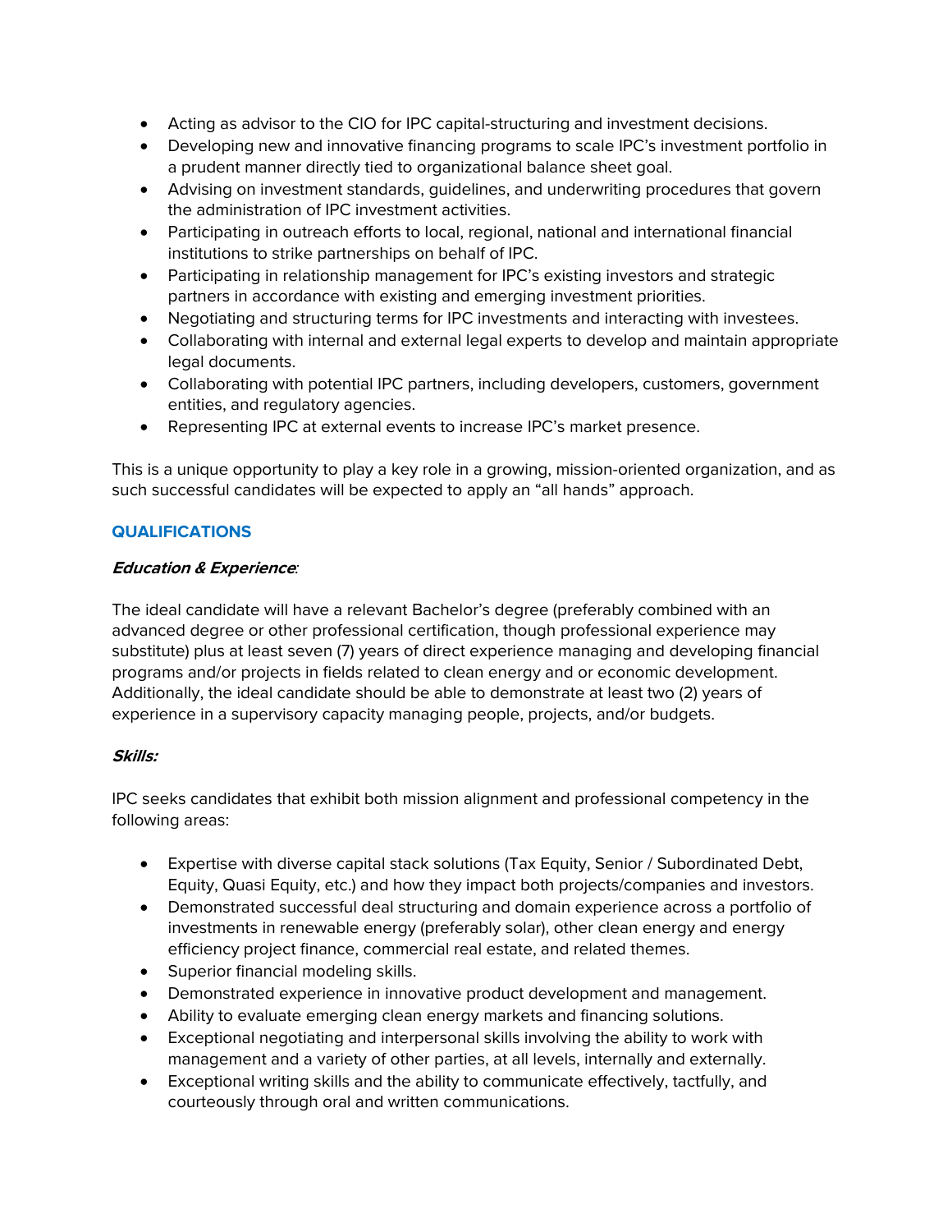- Acting as advisor to the CIO for IPC capital-structuring and investment decisions.
- Developing new and innovative financing programs to scale IPC's investment portfolio in a prudent manner directly tied to organizational balance sheet goal.
- Advising on investment standards, guidelines, and underwriting procedures that govern the administration of IPC investment activities.
- Participating in outreach efforts to local, regional, national and international financial institutions to strike partnerships on behalf of IPC.
- Participating in relationship management for IPC's existing investors and strategic partners in accordance with existing and emerging investment priorities.
- Negotiating and structuring terms for IPC investments and interacting with investees.
- Collaborating with internal and external legal experts to develop and maintain appropriate legal documents.
- Collaborating with potential IPC partners, including developers, customers, government entities, and regulatory agencies.
- Representing IPC at external events to increase IPC's market presence.

This is a unique opportunity to play a key role in a growing, mission-oriented organization, and as such successful candidates will be expected to apply an "all hands" approach.

## QUALIFICATIONS

***Education & Experience***:

The ideal candidate will have a relevant Bachelor's degree (preferably combined with an advanced degree or other professional certification, though professional experience may substitute) plus at least seven (7) years of direct experience managing and developing financial programs and/or projects in fields related to clean energy and or economic development. Additionally, the ideal candidate should be able to demonstrate at least two (2) years of experience in a supervisory capacity managing people, projects, and/or budgets.

***Skills:***

IPC seeks candidates that exhibit both mission alignment and professional competency in the following areas:

- Expertise with diverse capital stack solutions (Tax Equity, Senior / Subordinated Debt, Equity, Quasi Equity, etc.) and how they impact both projects/companies and investors.
- Demonstrated successful deal structuring and domain experience across a portfolio of investments in renewable energy (preferably solar), other clean energy and energy efficiency project finance, commercial real estate, and related themes.
- Superior financial modeling skills.
- Demonstrated experience in innovative product development and management.
- Ability to evaluate emerging clean energy markets and financing solutions.
- Exceptional negotiating and interpersonal skills involving the ability to work with management and a variety of other parties, at all levels, internally and externally.
- Exceptional writing skills and the ability to communicate effectively, tactfully, and courteously through oral and written communications.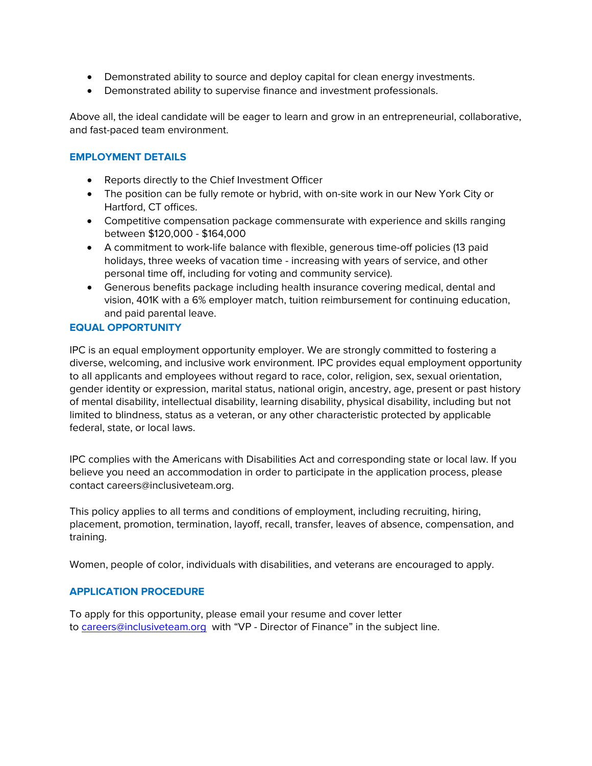- Demonstrated ability to source and deploy capital for clean energy investments.
- Demonstrated ability to supervise finance and investment professionals.

Above all, the ideal candidate will be eager to learn and grow in an entrepreneurial, collaborative, and fast-paced team environment.

## EMPLOYMENT DETAILS

- Reports directly to the Chief Investment Officer
- The position can be fully remote or hybrid, with on-site work in our New York City or Hartford, CT offices.
- Competitive compensation package commensurate with experience and skills ranging between $120,000 - $164,000
- A commitment to work-life balance with flexible, generous time-off policies (13 paid holidays, three weeks of vacation time - increasing with years of service, and other personal time off, including for voting and community service).
- Generous benefits package including health insurance covering medical, dental and vision, 401K with a 6% employer match, tuition reimbursement for continuing education, and paid parental leave.

## EQUAL OPPORTUNITY

IPC is an equal employment opportunity employer. We are strongly committed to fostering a diverse, welcoming, and inclusive work environment. IPC provides equal employment opportunity to all applicants and employees without regard to race, color, religion, sex, sexual orientation, gender identity or expression, marital status, national origin, ancestry, age, present or past history of mental disability, intellectual disability, learning disability, physical disability, including but not limited to blindness, status as a veteran, or any other characteristic protected by applicable federal, state, or local laws.

IPC complies with the Americans with Disabilities Act and corresponding state or local law. If you believe you need an accommodation in order to participate in the application process, please contact careers@inclusiveteam.org.

This policy applies to all terms and conditions of employment, including recruiting, hiring, placement, promotion, termination, layoff, recall, transfer, leaves of absence, compensation, and training.

Women, people of color, individuals with disabilities, and veterans are encouraged to apply.

## APPLICATION PROCEDURE

To apply for this opportunity, please email your resume and cover letter to [careers@inclusiveteam.org](mailto:careers@inclusiveteam.org) with “VP - Director of Finance” in the subject line.